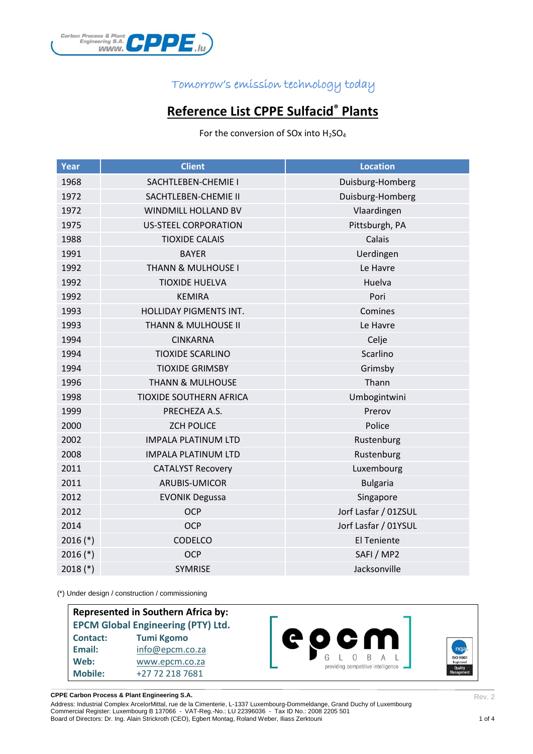Carbon Process & Plant Engineering S.A. www.CPPE.lu

*Tomorrow's emission technology today*

# Reference List CPPE Sulfacid® Plants

For the conversion of SOx into $H_2SO_4$

| Year | Client | Location |
|---|---|---|
| 1968 | SACHTLEBEN-CHEMIE I | Duisburg-Homberg |
| 1972 | SACHTLEBEN-CHEMIE II | Duisburg-Homberg |
| 1972 | WINDMILL HOLLAND BV | Vlaardingen |
| 1975 | US-STEEL CORPORATION | Pittsburgh, PA |
| 1988 | TIOXIDE CALAIS | Calais |
| 1991 | BAYER | Uerdingen |
| 1992 | THANN & MULHOUSE I | Le Havre |
| 1992 | TIOXIDE HUELVA | Huelva |
| 1992 | KEMIRA | Pori |
| 1993 | HOLLIDAY PIGMENTS INT. | Comines |
| 1993 | THANN & MULHOUSE II | Le Havre |
| 1994 | CINKARNA | Celje |
| 1994 | TIOXIDE SCARLINO | Scarlino |
| 1994 | TIOXIDE GRIMSBY | Grimsby |
| 1996 | THANN & MULHOUSE | Thann |
| 1998 | TIOXIDE SOUTHERN AFRICA | Umbogintwini |
| 1999 | PRECHEZA A.S. | Prerov |
| 2000 | ZCH POLICE | Police |
| 2002 | IMPALA PLATINUM LTD | Rustenburg |
| 2008 | IMPALA PLATINUM LTD | Rustenburg |
| 2011 | CATALYST Recovery | Luxembourg |
| 2011 | ARUBIS-UMICOR | Bulgaria |
| 2012 | EVONIK Degussa | Singapore |
| 2012 | OCP | Jorf Lasfar / 01ZSUL |
| 2014 | OCP | Jorf Lasfar / 01YSUL |
| 2016 (*) | CODELCO | El Teniente |
| 2016 (*) | OCP | SAFI / MP2 |
| 2018 (*) | SYMRISE | Jacksonville |

(*) Under design / construction / commissioning

**Represented in Southern Africa by:**
**EPCM Global Engineering (PTY) Ltd.**

| | |
|---|---|
| **Contact:** | Tumi Kgomo |
| **Email:** | info@epcm.co.za |
| **Web:** | www.epcm.co.za |
| **Mobile:** | +27 72 218 7681 |

epcm GLOBAL – providing competitive intelligence

nqa ISO 9001 Registered Quality Management

**CPPE Carbon Process & Plant Engineering S.A.**
Address: Industrial Complex ArcelorMittal, rue de la Cimenterie, L-1337 Luxembourg-Dommeldange, Grand Duchy of Luxembourg
Commercial Register: Luxembourg B 137066 - VAT-Reg.-No.: LU 22396036 - Tax ID No.: 2008 2205 501
Board of Directors: Dr. Ing. Alain Strickroth (CEO), Egbert Montag, Roland Weber, Iliass Zerktouni

Rev. 2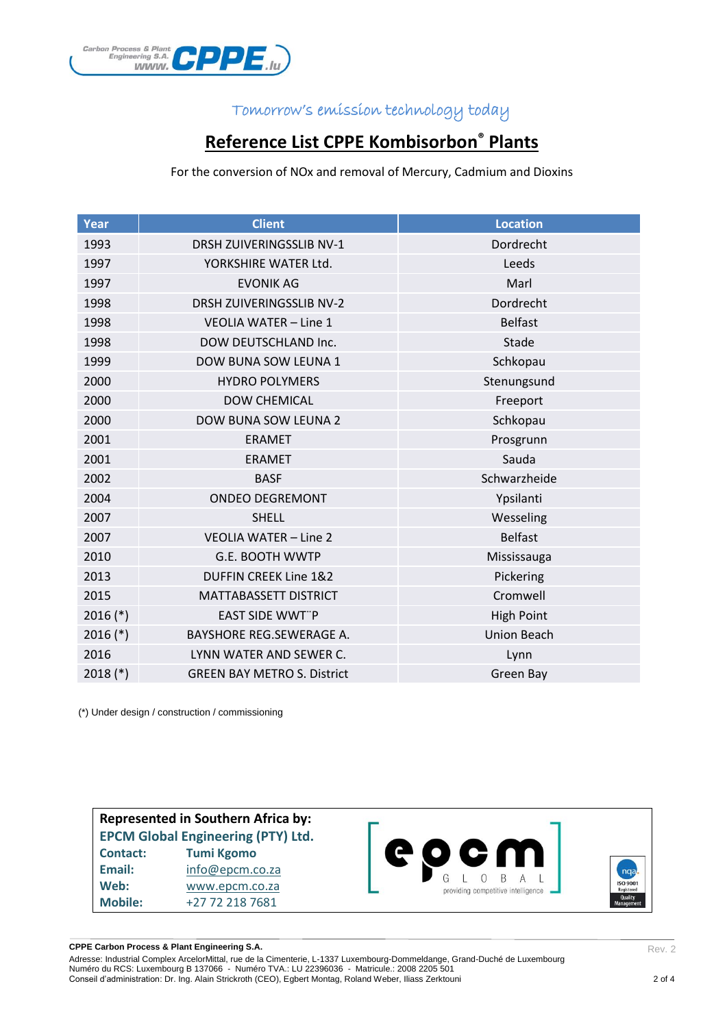Tomorrow's emission technology today

# Reference List CPPE Kombisorbon® Plants

For the conversion of NOx and removal of Mercury, Cadmium and Dioxins

| Year | Client | Location |
|---|---|---|
| 1993 | DRSH ZUIVERINGSSLIB NV-1 | Dordrecht |
| 1997 | YORKSHIRE WATER Ltd. | Leeds |
| 1997 | EVONIK AG | Marl |
| 1998 | DRSH ZUIVERINGSSLIB NV-2 | Dordrecht |
| 1998 | VEOLIA WATER – Line 1 | Belfast |
| 1998 | DOW DEUTSCHLAND Inc. | Stade |
| 1999 | DOW BUNA SOW LEUNA 1 | Schkopau |
| 2000 | HYDRO POLYMERS | Stenungsund |
| 2000 | DOW CHEMICAL | Freeport |
| 2000 | DOW BUNA SOW LEUNA 2 | Schkopau |
| 2001 | ERAMET | Prosgrunn |
| 2001 | ERAMET | Sauda |
| 2002 | BASF | Schwarzheide |
| 2004 | ONDEO DEGREMONT | Ypsilanti |
| 2007 | SHELL | Wesseling |
| 2007 | VEOLIA WATER – Line 2 | Belfast |
| 2010 | G.E. BOOTH WWTP | Mississauga |
| 2013 | DUFFIN CREEK Line 1&2 | Pickering |
| 2015 | MATTABASSETT DISTRICT | Cromwell |
| 2016 (*) | EAST SIDE WWT¨P | High Point |
| 2016 (*) | BAYSHORE REG.SEWERAGE A. | Union Beach |
| 2016 | LYNN WATER AND SEWER C. | Lynn |
| 2018 (*) | GREEN BAY METRO S. District | Green Bay |

(*) Under design / construction / commissioning

**Represented in Southern Africa by:**
**EPCM Global Engineering (PTY) Ltd.**

| | |
|---|---|
| **Contact:** | Tumi Kgomo |
| **Email:** | info@epcm.co.za |
| **Web:** | www.epcm.co.za |
| **Mobile:** | +27 72 218 7681 |

epcm GLOBAL providing competitive intelligence

**CPPE Carbon Process & Plant Engineering S.A.**
Adresse: Industrial Complex ArcelorMittal, rue de la Cimenterie, L-1337 Luxembourg-Dommeldange, Grand-Duché de Luxembourg
Numéro du RCS: Luxembourg B 137066 - Numéro TVA.: LU 22396036 - Matricule.: 2008 2205 501
Conseil d'administration: Dr. Ing. Alain Strickroth (CEO), Egbert Montag, Roland Weber, Iliass Zerktouni

Rev. 2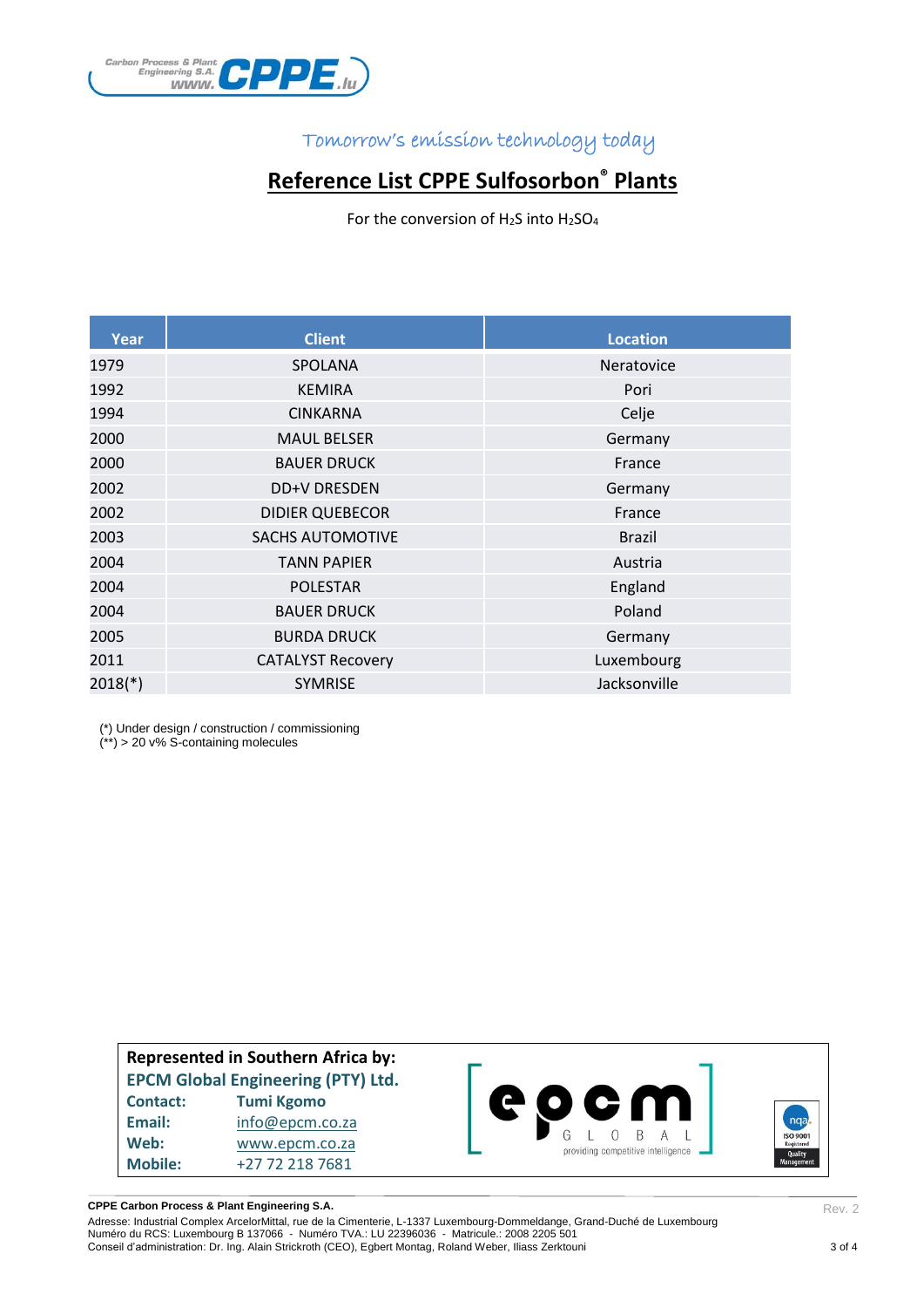Carbon Process & Plant Engineering S.A. www.CPPE.lu

*Tomorrow's emission technology today*

# Reference List CPPE Sulfosorbon® Plants

For the conversion of $H_2S$ into $H_2SO_4$

| Year | Client | Location |
|---|---|---|
| 1979 | SPOLANA | Neratovice |
| 1992 | KEMIRA | Pori |
| 1994 | CINKARNA | Celje |
| 2000 | MAUL BELSER | Germany |
| 2000 | BAUER DRUCK | France |
| 2002 | DD+V DRESDEN | Germany |
| 2002 | DIDIER QUEBECOR | France |
| 2003 | SACHS AUTOMOTIVE | Brazil |
| 2004 | TANN PAPIER | Austria |
| 2004 | POLESTAR | England |
| 2004 | BAUER DRUCK | Poland |
| 2005 | BURDA DRUCK | Germany |
| 2011 | CATALYST Recovery | Luxembourg |
| 2018(*) | SYMRISE | Jacksonville |

(*) Under design / construction / commissioning
(**) > 20 v% S-containing molecules

**Represented in Southern Africa by:**
**EPCM Global Engineering (PTY) Ltd.**

| | |
|---|---|
| **Contact:** | Tumi Kgomo |
| **Email:** | info@epcm.co.za |
| **Web:** | www.epcm.co.za |
| **Mobile:** | +27 72 218 7681 |

epcm GLOBAL providing competitive intelligence

nqa ISO 9001 Registered Quality Management

**CPPE Carbon Process & Plant Engineering S.A.**
Adresse: Industrial Complex ArcelorMittal, rue de la Cimenterie, L-1337 Luxembourg-Dommeldange, Grand-Duché de Luxembourg
Numéro du RCS: Luxembourg B 137066 - Numéro TVA.: LU 22396036 - Matricule.: 2008 2205 501
Conseil d'administration: Dr. Ing. Alain Strickroth (CEO), Egbert Montag, Roland Weber, Iliass Zerktouni

Rev. 2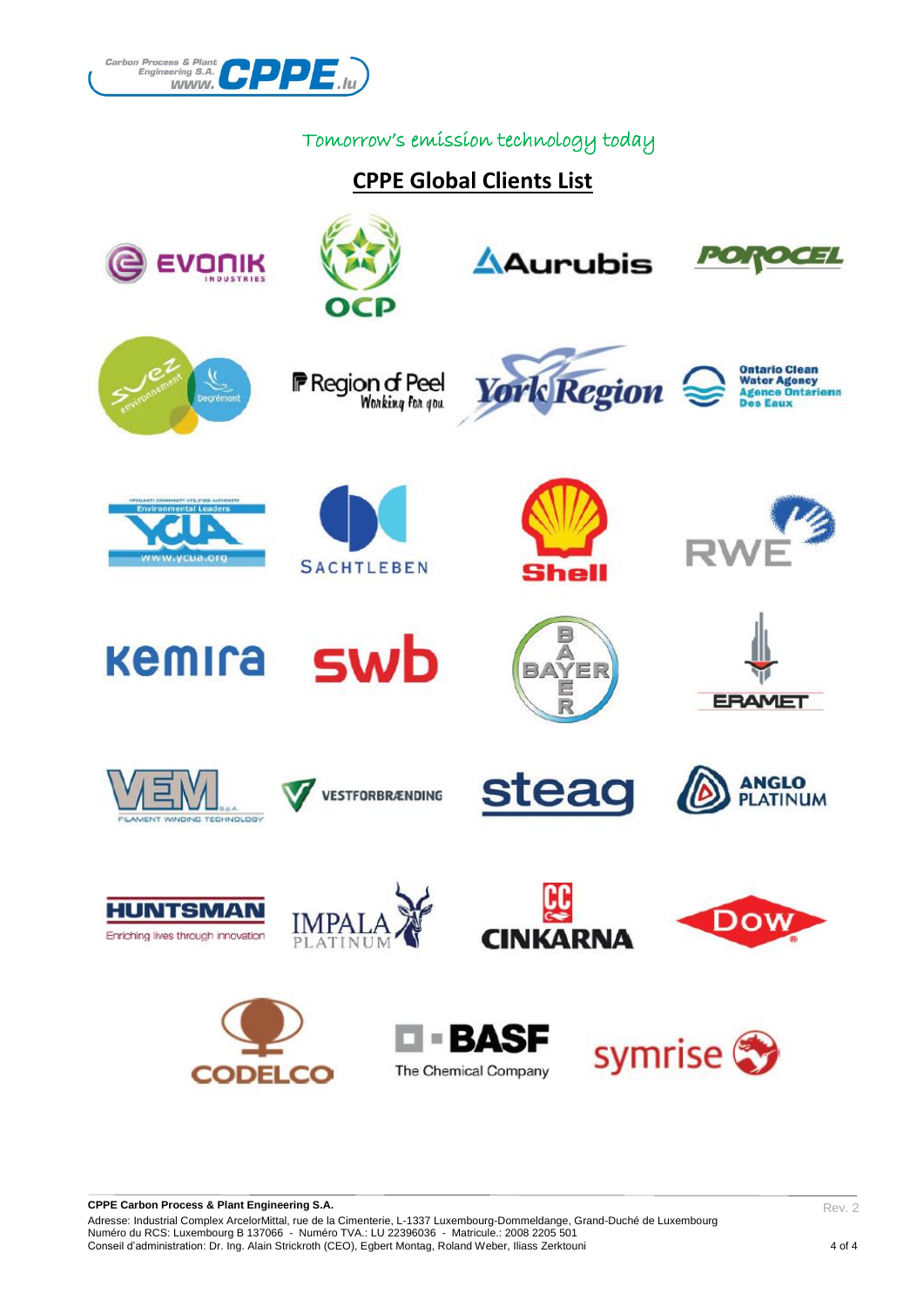Tomorrow's emission technology today

## CPPE Global Clients List

EVONIK INDUSTRIES

OCP

Aurubis

POROCEL

suez environnement Degrémont

Region of Peel Working for you

York Region

Ontario Clean Water Agency Agence Ontarienne Des Eaux

YCUA Environmental Leaders www.ycua.org

SACHTLEBEN

Shell

RWE

kemira

swb

BAYER

ERAMET

VEM S.p.A. FILAMENT WINDING TECHNOLOGY

VESTFORBRÆNDING

steag

ANGLO PLATINUM

HUNTSMAN Enriching lives through innovation

IMPALA PLATINUM

CINKARNA

Dow

CODELCO

BASF The Chemical Company

symrise

**CPPE Carbon Process & Plant Engineering S.A.**
Adresse: Industrial Complex ArcelorMittal, rue de la Cimenterie, L-1337 Luxembourg-Dommeldange, Grand-Duché de Luxembourg
Numéro du RCS: Luxembourg B 137066 - Numéro TVA.: LU 22396036 - Matricule.: 2008 2205 501
Conseil d'administration: Dr. Ing. Alain Strickroth (CEO), Egbert Montag, Roland Weber, Iliass Zerktouni

Rev. 2